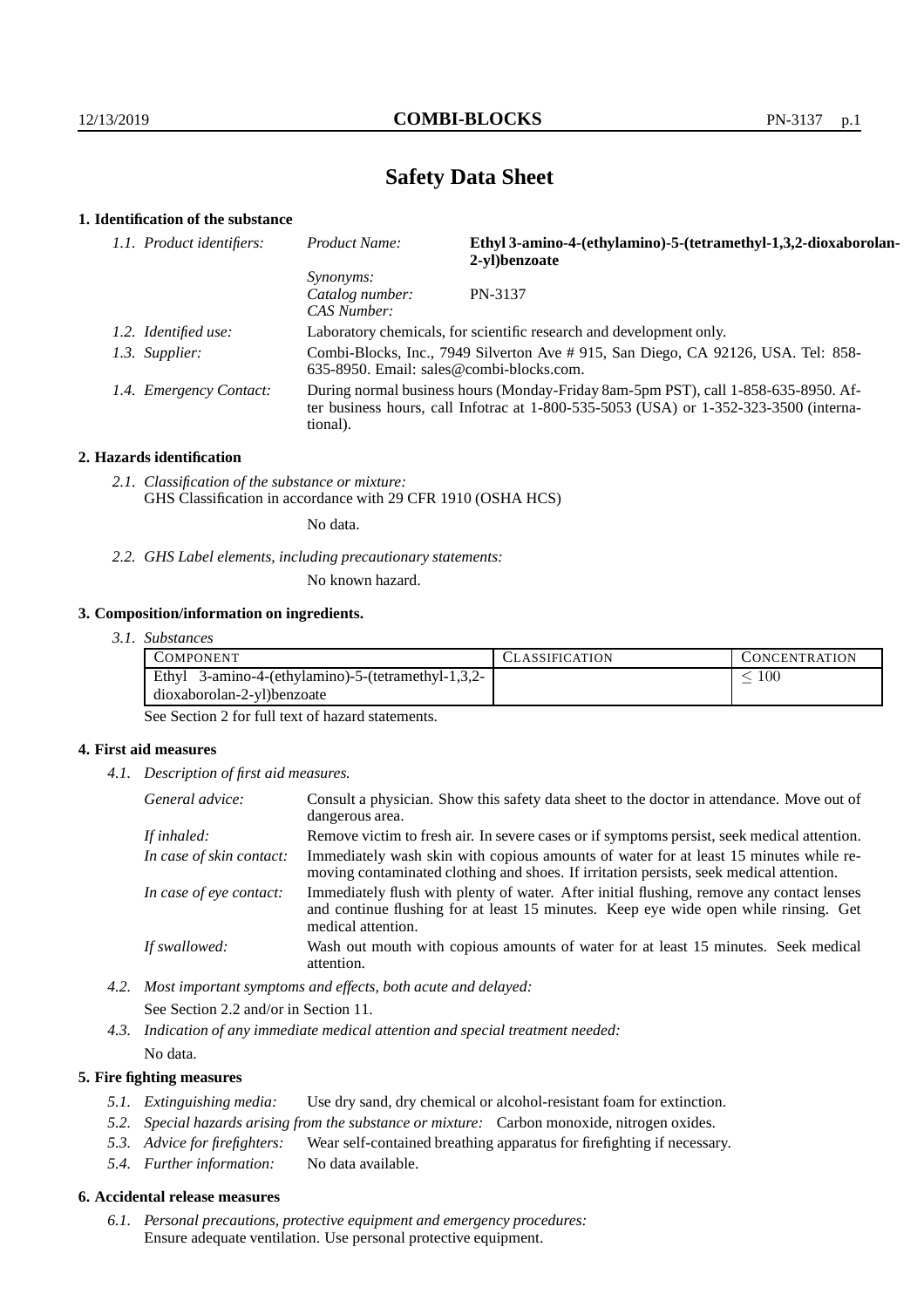# Safety Data Sheet

## 1. Identification of the substance

| | | |
|---|---|---|
| *1.1. Product identifiers:* | *Product Name:* | **Ethyl 3-amino-4-(ethylamino)-5-(tetramethyl-1,3,2-dioxaborolan-2-yl)benzoate** |
| | *Synonyms:* | |
| | *Catalog number:* | PN-3137 |
| | *CAS Number:* | |
| *1.2. Identified use:* | Laboratory chemicals, for scientific research and development only. | |
| *1.3. Supplier:* | Combi-Blocks, Inc., 7949 Silverton Ave # 915, San Diego, CA 92126, USA. Tel: 858-635-8950. Email: sales@combi-blocks.com. | |
| *1.4. Emergency Contact:* | During normal business hours (Monday-Friday 8am-5pm PST), call 1-858-635-8950. After business hours, call Infotrac at 1-800-535-5053 (USA) or 1-352-323-3500 (international). | |

## 2. Hazards identification

*2.1. Classification of the substance or mixture:*
GHS Classification in accordance with 29 CFR 1910 (OSHA HCS)

No data.

*2.2. GHS Label elements, including precautionary statements:*

No known hazard.

## 3. Composition/information on ingredients.

*3.1. Substances*

| COMPONENT | CLASSIFICATION | CONCENTRATION |
|---|---|---|
| Ethyl 3-amino-4-(ethylamino)-5-(tetramethyl-1,3,2-dioxaborolan-2-yl)benzoate | | $\leq 100$ |

See Section 2 for full text of hazard statements.

## 4. First aid measures

*4.1. Description of first aid measures.*

| | |
|---|---|
| *General advice:* | Consult a physician. Show this safety data sheet to the doctor in attendance. Move out of dangerous area. |
| *If inhaled:* | Remove victim to fresh air. In severe cases or if symptoms persist, seek medical attention. |
| *In case of skin contact:* | Immediately wash skin with copious amounts of water for at least 15 minutes while removing contaminated clothing and shoes. If irritation persists, seek medical attention. |
| *In case of eye contact:* | Immediately flush with plenty of water. After initial flushing, remove any contact lenses and continue flushing for at least 15 minutes. Keep eye wide open while rinsing. Get medical attention. |
| *If swallowed:* | Wash out mouth with copious amounts of water for at least 15 minutes. Seek medical attention. |

*4.2. Most important symptoms and effects, both acute and delayed:*
See Section 2.2 and/or in Section 11.

*4.3. Indication of any immediate medical attention and special treatment needed:*
No data.

## 5. Fire fighting measures

*5.1. Extinguishing media:* Use dry sand, dry chemical or alcohol-resistant foam for extinction.

*5.2. Special hazards arising from the substance or mixture:* Carbon monoxide, nitrogen oxides.

*5.3. Advice for firefighters:* Wear self-contained breathing apparatus for firefighting if necessary.

*5.4. Further information:* No data available.

## 6. Accidental release measures

*6.1. Personal precautions, protective equipment and emergency procedures:*
Ensure adequate ventilation. Use personal protective equipment.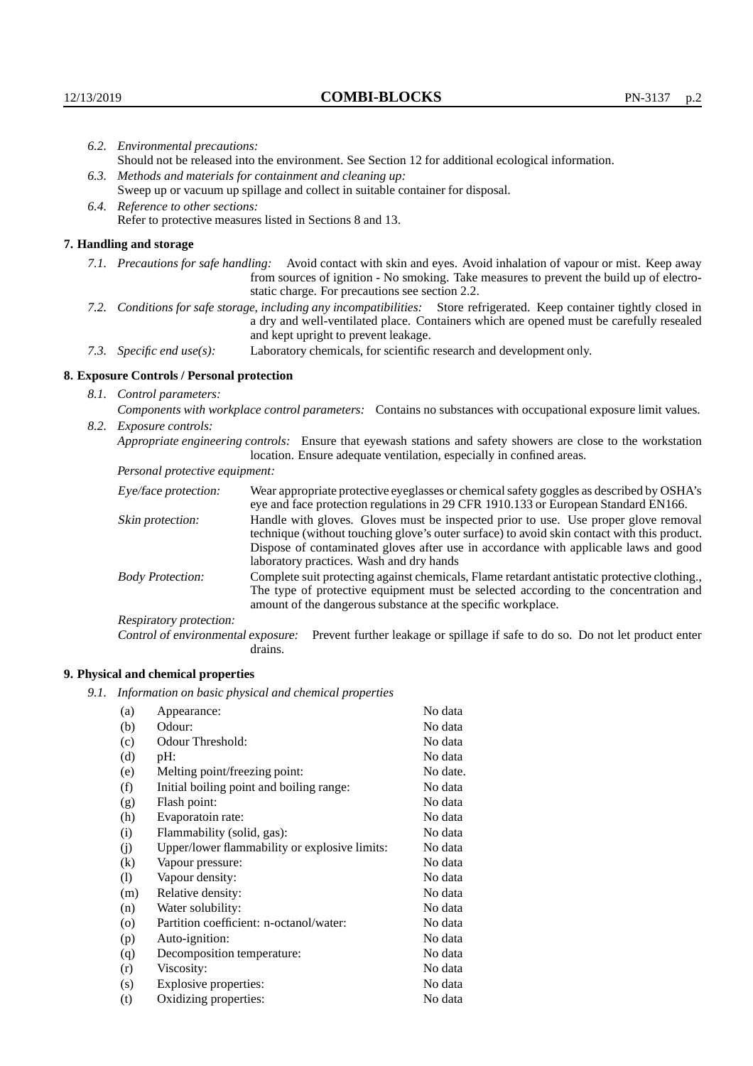*6.2. Environmental precautions:*

Should not be released into the environment. See Section 12 for additional ecological information.

*6.3. Methods and materials for containment and cleaning up:*

Sweep up or vacuum up spillage and collect in suitable container for disposal.

*6.4. Reference to other sections:*

Refer to protective measures listed in Sections 8 and 13.

## 7. Handling and storage

*7.1. Precautions for safe handling:* Avoid contact with skin and eyes. Avoid inhalation of vapour or mist. Keep away from sources of ignition - No smoking. Take measures to prevent the build up of electrostatic charge. For precautions see section 2.2.

*7.2. Conditions for safe storage, including any incompatibilities:* Store refrigerated. Keep container tightly closed in a dry and well-ventilated place. Containers which are opened must be carefully resealed and kept upright to prevent leakage.

*7.3. Specific end use(s):* Laboratory chemicals, for scientific research and development only.

## 8. Exposure Controls / Personal protection

*8.1. Control parameters:*

*Components with workplace control parameters:* Contains no substances with occupational exposure limit values.

*8.2. Exposure controls:*

*Appropriate engineering controls:* Ensure that eyewash stations and safety showers are close to the workstation location. Ensure adequate ventilation, especially in confined areas.

*Personal protective equipment:*

*Eye/face protection:* Wear appropriate protective eyeglasses or chemical safety goggles as described by OSHA's eye and face protection regulations in 29 CFR 1910.133 or European Standard EN166.

*Skin protection:* Handle with gloves. Gloves must be inspected prior to use. Use proper glove removal technique (without touching glove's outer surface) to avoid skin contact with this product. Dispose of contaminated gloves after use in accordance with applicable laws and good laboratory practices. Wash and dry hands

*Body Protection:* Complete suit protecting against chemicals, Flame retardant antistatic protective clothing., The type of protective equipment must be selected according to the concentration and amount of the dangerous substance at the specific workplace.

*Respiratory protection:*

*Control of environmental exposure:* Prevent further leakage or spillage if safe to do so. Do not let product enter drains.

## 9. Physical and chemical properties

*9.1. Information on basic physical and chemical properties*

| | | |
|---|---|---|
| (a) | Appearance: | No data |
| (b) | Odour: | No data |
| (c) | Odour Threshold: | No data |
| (d) | pH: | No data |
| (e) | Melting point/freezing point: | No date. |
| (f) | Initial boiling point and boiling range: | No data |
| (g) | Flash point: | No data |
| (h) | Evaporatoin rate: | No data |
| (i) | Flammability (solid, gas): | No data |
| (j) | Upper/lower flammability or explosive limits: | No data |
| (k) | Vapour pressure: | No data |
| (l) | Vapour density: | No data |
| (m) | Relative density: | No data |
| (n) | Water solubility: | No data |
| (o) | Partition coefficient: n-octanol/water: | No data |
| (p) | Auto-ignition: | No data |
| (q) | Decomposition temperature: | No data |
| (r) | Viscosity: | No data |
| (s) | Explosive properties: | No data |
| (t) | Oxidizing properties: | No data |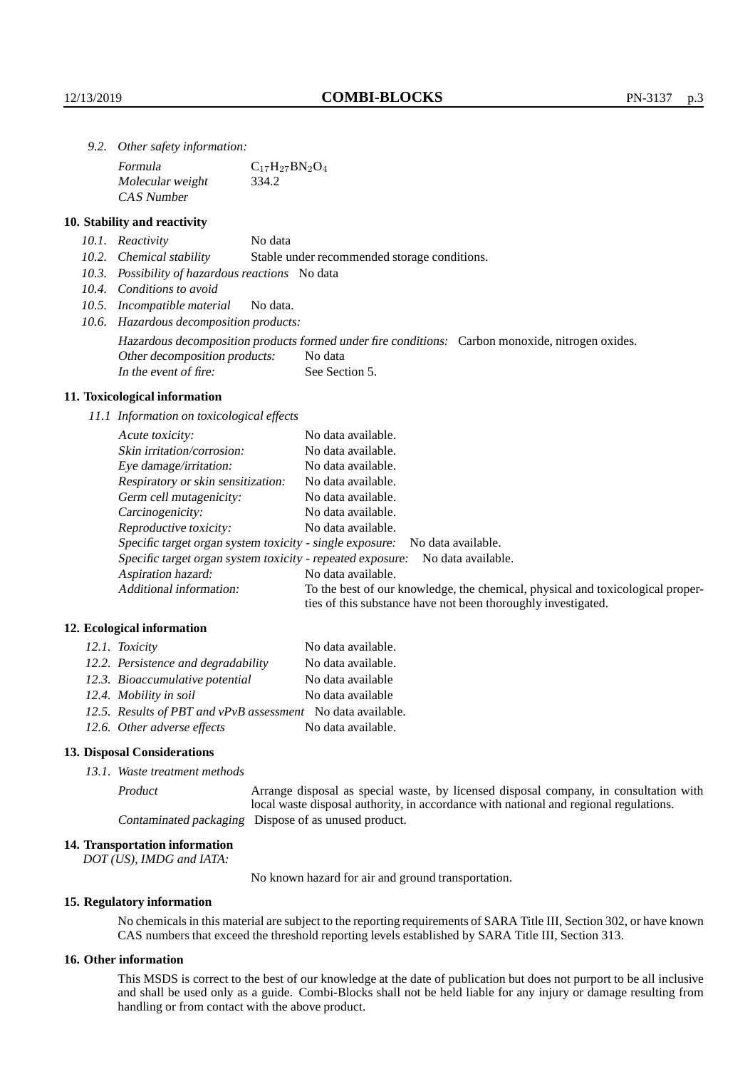*9.2. Other safety information:*

| | |
|---|---|
| *Formula* | $C_{17}H_{27}BN_2O_4$ |
| *Molecular weight* | 334.2 |
| *CAS Number* | |

## 10. Stability and reactivity

*10.1. Reactivity* No data

*10.2. Chemical stability* Stable under recommended storage conditions.

*10.3. Possibility of hazardous reactions* No data

*10.4. Conditions to avoid*

*10.5. Incompatible material* No data.

*10.6. Hazardous decomposition products:*

*Hazardous decomposition products formed under fire conditions:* Carbon monoxide, nitrogen oxides.

*Other decomposition products:* No data

*In the event of fire:* See Section 5.

## 11. Toxicological information

*11.1 Information on toxicological effects*

| | |
|---|---|
| *Acute toxicity:* | No data available. |
| *Skin irritation/corrosion:* | No data available. |
| *Eye damage/irritation:* | No data available. |
| *Respiratory or skin sensitization:* | No data available. |
| *Germ cell mutagenicity:* | No data available. |
| *Carcinogenicity:* | No data available. |
| *Reproductive toxicity:* | No data available. |
| *Specific target organ system toxicity - single exposure:* | No data available. |
| *Specific target organ system toxicity - repeated exposure:* | No data available. |
| *Aspiration hazard:* | No data available. |
| *Additional information:* | To the best of our knowledge, the chemical, physical and toxicological properties of this substance have not been thoroughly investigated. |

## 12. Ecological information

| | |
|---|---|
| *12.1. Toxicity* | No data available. |
| *12.2. Persistence and degradability* | No data available. |
| *12.3. Bioaccumulative potential* | No data available |
| *12.4. Mobility in soil* | No data available |
| *12.5. Results of PBT and vPvB assessment* | No data available. |
| *12.6. Other adverse effects* | No data available. |

## 13. Disposal Considerations

*13.1. Waste treatment methods*

*Product* Arrange disposal as special waste, by licensed disposal company, in consultation with local waste disposal authority, in accordance with national and regional regulations.

*Contaminated packaging* Dispose of as unused product.

## 14. Transportation information

*DOT (US), IMDG and IATA:*

No known hazard for air and ground transportation.

## 15. Regulatory information

No chemicals in this material are subject to the reporting requirements of SARA Title III, Section 302, or have known CAS numbers that exceed the threshold reporting levels established by SARA Title III, Section 313.

## 16. Other information

This MSDS is correct to the best of our knowledge at the date of publication but does not purport to be all inclusive and shall be used only as a guide. Combi-Blocks shall not be held liable for any injury or damage resulting from handling or from contact with the above product.